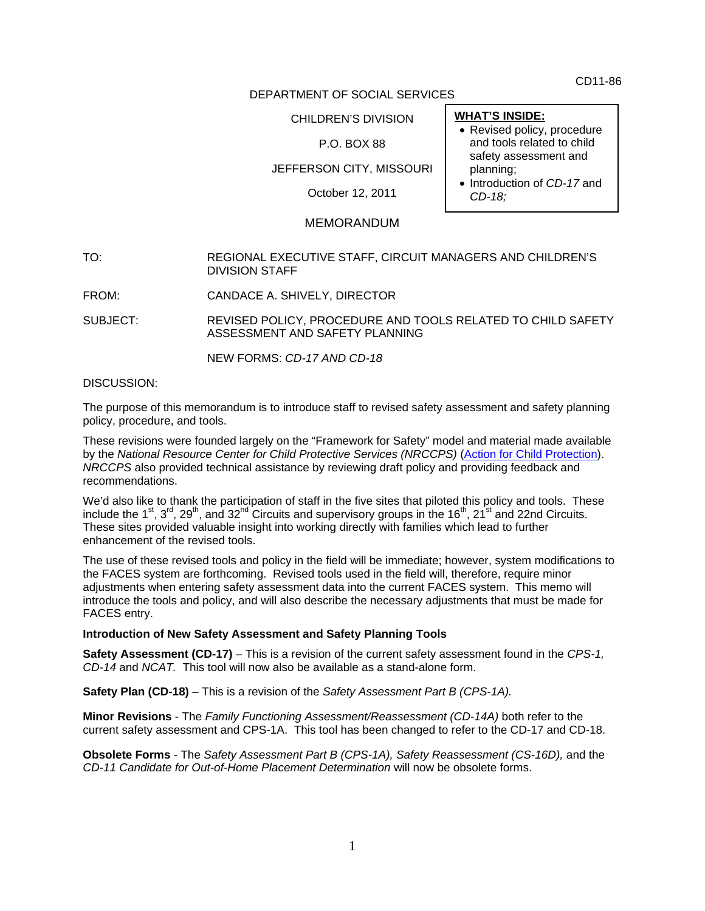CD11-86

DEPARTMENT OF SOCIAL SERVICES

CHILDREN'S DIVISION

P.O. BOX 88

JEFFERSON CITY, MISSOURI

October 12, 2011

**WHAT'S INSIDE:**

- Revised policy, procedure and tools related to child safety assessment and planning;
- Introduction of *CD-17* and *CD-18;*

MEMORANDUM

TO: REGIONAL EXECUTIVE STAFF, CIRCUIT MANAGERS AND CHILDREN'S DIVISION STAFF

FROM: CANDACE A. SHIVELY, DIRECTOR

SUBJECT: REVISED POLICY, PROCEDURE AND TOOLS RELATED TO CHILD SAFETY ASSESSMENT AND SAFETY PLANNING

NEW FORMS: *CD-17 AND CD-18*

DISCUSSION:

The purpose of this memorandum is to introduce staff to revised safety assessment and safety planning policy, procedure, and tools.

These revisions were founded largely on the "Framework for Safety" model and material made available by the *National Resource Center for Child Protective Services (NRCCPS)* (Action for Child Protection). *NRCCPS* also provided technical assistance by reviewing draft policy and providing feedback and recommendations.

We'd also like to thank the participation of staff in the five sites that piloted this policy and tools. These include the 1st, 3rd, 29th, and 32nd Circuits and supervisory groups in the 16th, 21st and 22nd Circuits. These sites provided valuable insight into working directly with families which lead to further enhancement of the revised tools.

The use of these revised tools and policy in the field will be immediate; however, system modifications to the FACES system are forthcoming. Revised tools used in the field will, therefore, require minor adjustments when entering safety assessment data into the current FACES system. This memo will introduce the tools and policy, and will also describe the necessary adjustments that must be made for FACES entry.

**Introduction of New Safety Assessment and Safety Planning Tools**

**Safety Assessment (CD-17)** – This is a revision of the current safety assessment found in the *CPS-1, CD-14* and *NCAT.* This tool will now also be available as a stand-alone form.

**Safety Plan (CD-18)** – This is a revision of the *Safety Assessment Part B (CPS-1A).*

**Minor Revisions** - The *Family Functioning Assessment/Reassessment (CD-14A)* both refer to the current safety assessment and CPS-1A. This tool has been changed to refer to the CD-17 and CD-18.

**Obsolete Forms** - The *Safety Assessment Part B (CPS-1A), Safety Reassessment (CS-16D),* and the *CD-11 Candidate for Out-of-Home Placement Determination* will now be obsolete forms.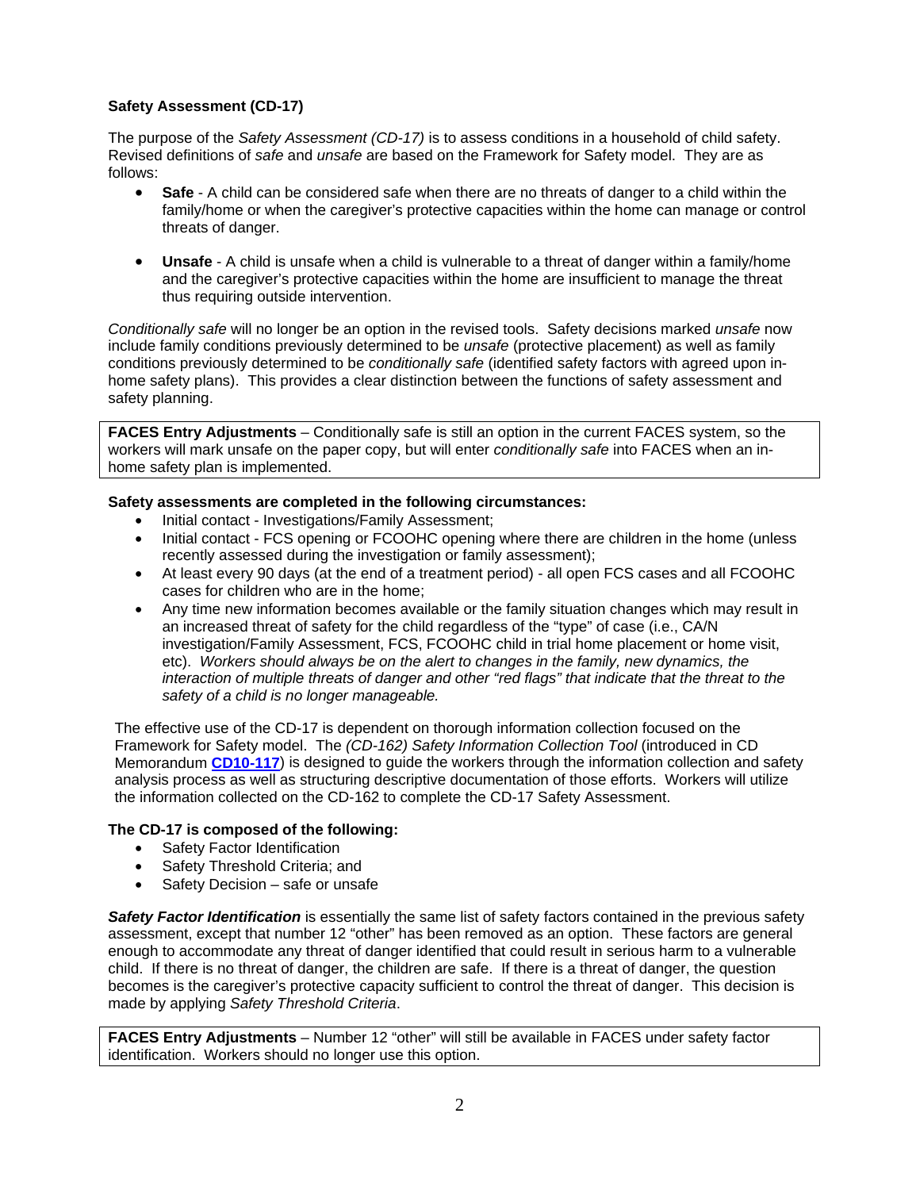### Safety Assessment (CD-17)

The purpose of the *Safety Assessment (CD-17)* is to assess conditions in a household of child safety. Revised definitions of *safe* and *unsafe* are based on the Framework for Safety model. They are as follows:

- **Safe** - A child can be considered safe when there are no threats of danger to a child within the family/home or when the caregiver's protective capacities within the home can manage or control threats of danger.
- **Unsafe** - A child is unsafe when a child is vulnerable to a threat of danger within a family/home and the caregiver's protective capacities within the home are insufficient to manage the threat thus requiring outside intervention.

*Conditionally safe* will no longer be an option in the revised tools. Safety decisions marked *unsafe* now include family conditions previously determined to be *unsafe* (protective placement) as well as family conditions previously determined to be *conditionally safe* (identified safety factors with agreed upon in-home safety plans). This provides a clear distinction between the functions of safety assessment and safety planning.

> **FACES Entry Adjustments** – Conditionally safe is still an option in the current FACES system, so the workers will mark unsafe on the paper copy, but will enter *conditionally safe* into FACES when an in-home safety plan is implemented.

**Safety assessments are completed in the following circumstances:**

- Initial contact - Investigations/Family Assessment;
- Initial contact - FCS opening or FCOOHC opening where there are children in the home (unless recently assessed during the investigation or family assessment);
- At least every 90 days (at the end of a treatment period) - all open FCS cases and all FCOOHC cases for children who are in the home;
- Any time new information becomes available or the family situation changes which may result in an increased threat of safety for the child regardless of the "type" of case (i.e., CA/N investigation/Family Assessment, FCS, FCOOHC child in trial home placement or home visit, etc). *Workers should always be on the alert to changes in the family, new dynamics, the interaction of multiple threats of danger and other "red flags" that indicate that the threat to the safety of a child is no longer manageable.*

The effective use of the CD-17 is dependent on thorough information collection focused on the Framework for Safety model. The *(CD-162) Safety Information Collection Tool* (introduced in CD Memorandum **CD10-117**) is designed to guide the workers through the information collection and safety analysis process as well as structuring descriptive documentation of those efforts. Workers will utilize the information collected on the CD-162 to complete the CD-17 Safety Assessment.

**The CD-17 is composed of the following:**

- Safety Factor Identification
- Safety Threshold Criteria; and
- Safety Decision – safe or unsafe

***Safety Factor Identification*** is essentially the same list of safety factors contained in the previous safety assessment, except that number 12 "other" has been removed as an option. These factors are general enough to accommodate any threat of danger identified that could result in serious harm to a vulnerable child. If there is no threat of danger, the children are safe. If there is a threat of danger, the question becomes is the caregiver's protective capacity sufficient to control the threat of danger. This decision is made by applying *Safety Threshold Criteria*.

> **FACES Entry Adjustments** – Number 12 "other" will still be available in FACES under safety factor identification. Workers should no longer use this option.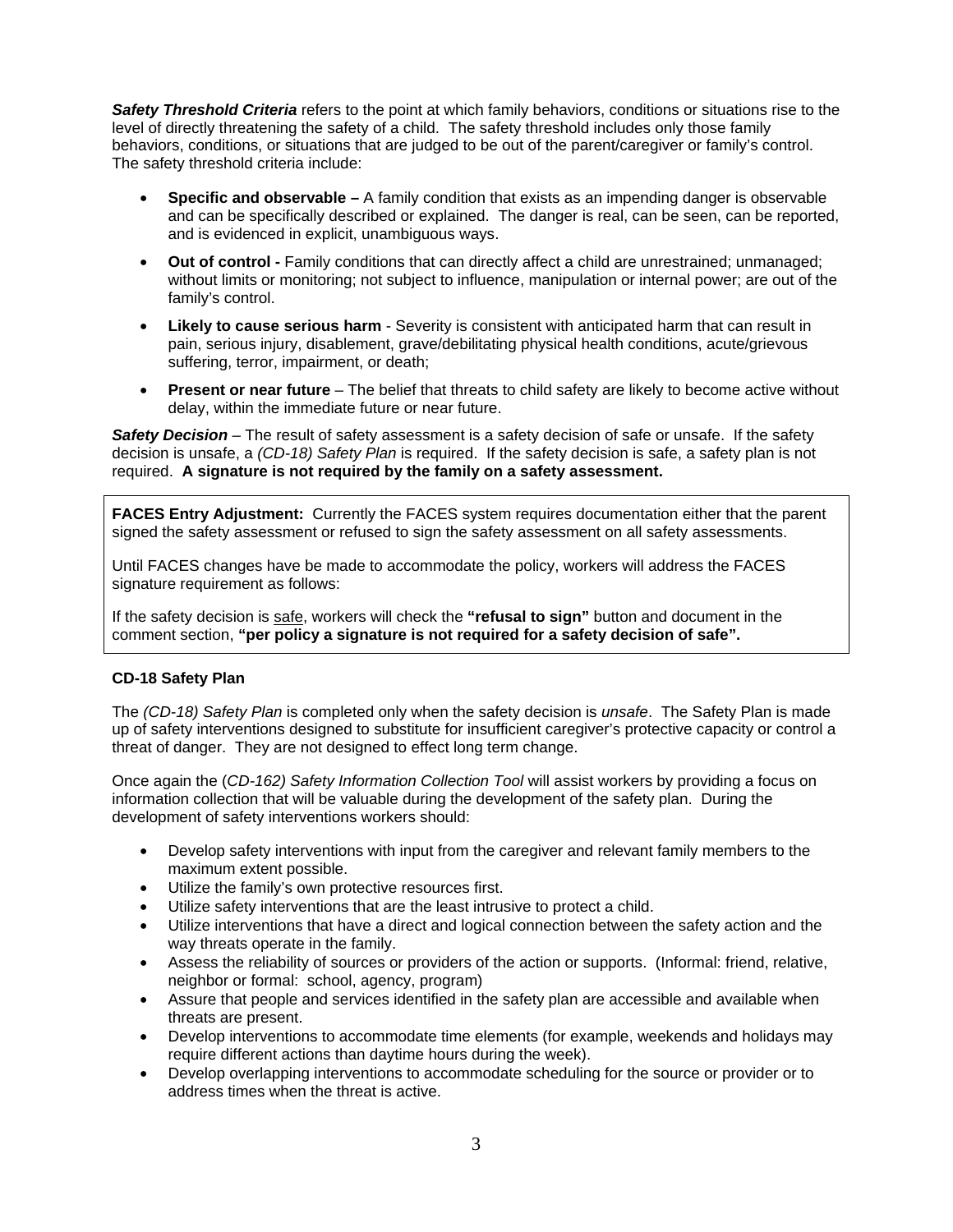***Safety Threshold Criteria*** refers to the point at which family behaviors, conditions or situations rise to the level of directly threatening the safety of a child. The safety threshold includes only those family behaviors, conditions, or situations that are judged to be out of the parent/caregiver or family's control. The safety threshold criteria include:

- **Specific and observable –** A family condition that exists as an impending danger is observable and can be specifically described or explained. The danger is real, can be seen, can be reported, and is evidenced in explicit, unambiguous ways.
- **Out of control -** Family conditions that can directly affect a child are unrestrained; unmanaged; without limits or monitoring; not subject to influence, manipulation or internal power; are out of the family's control.
- **Likely to cause serious harm** - Severity is consistent with anticipated harm that can result in pain, serious injury, disablement, grave/debilitating physical health conditions, acute/grievous suffering, terror, impairment, or death;
- **Present or near future** – The belief that threats to child safety are likely to become active without delay, within the immediate future or near future.

***Safety Decision*** – The result of safety assessment is a safety decision of safe or unsafe. If the safety decision is unsafe, a *(CD-18) Safety Plan* is required. If the safety decision is safe, a safety plan is not required. **A signature is not required by the family on a safety assessment.**

**FACES Entry Adjustment:** Currently the FACES system requires documentation either that the parent signed the safety assessment or refused to sign the safety assessment on all safety assessments.

Until FACES changes have be made to accommodate the policy, workers will address the FACES signature requirement as follows:

If the safety decision is safe, workers will check the **"refusal to sign"** button and document in the comment section, **"per policy a signature is not required for a safety decision of safe".**

**CD-18 Safety Plan**

The *(CD-18) Safety Plan* is completed only when the safety decision is *unsafe*. The Safety Plan is made up of safety interventions designed to substitute for insufficient caregiver's protective capacity or control a threat of danger. They are not designed to effect long term change.

Once again the (*CD-162) Safety Information Collection Tool* will assist workers by providing a focus on information collection that will be valuable during the development of the safety plan. During the development of safety interventions workers should:

- Develop safety interventions with input from the caregiver and relevant family members to the maximum extent possible.
- Utilize the family's own protective resources first.
- Utilize safety interventions that are the least intrusive to protect a child.
- Utilize interventions that have a direct and logical connection between the safety action and the way threats operate in the family.
- Assess the reliability of sources or providers of the action or supports. (Informal: friend, relative, neighbor or formal: school, agency, program)
- Assure that people and services identified in the safety plan are accessible and available when threats are present.
- Develop interventions to accommodate time elements (for example, weekends and holidays may require different actions than daytime hours during the week).
- Develop overlapping interventions to accommodate scheduling for the source or provider or to address times when the threat is active.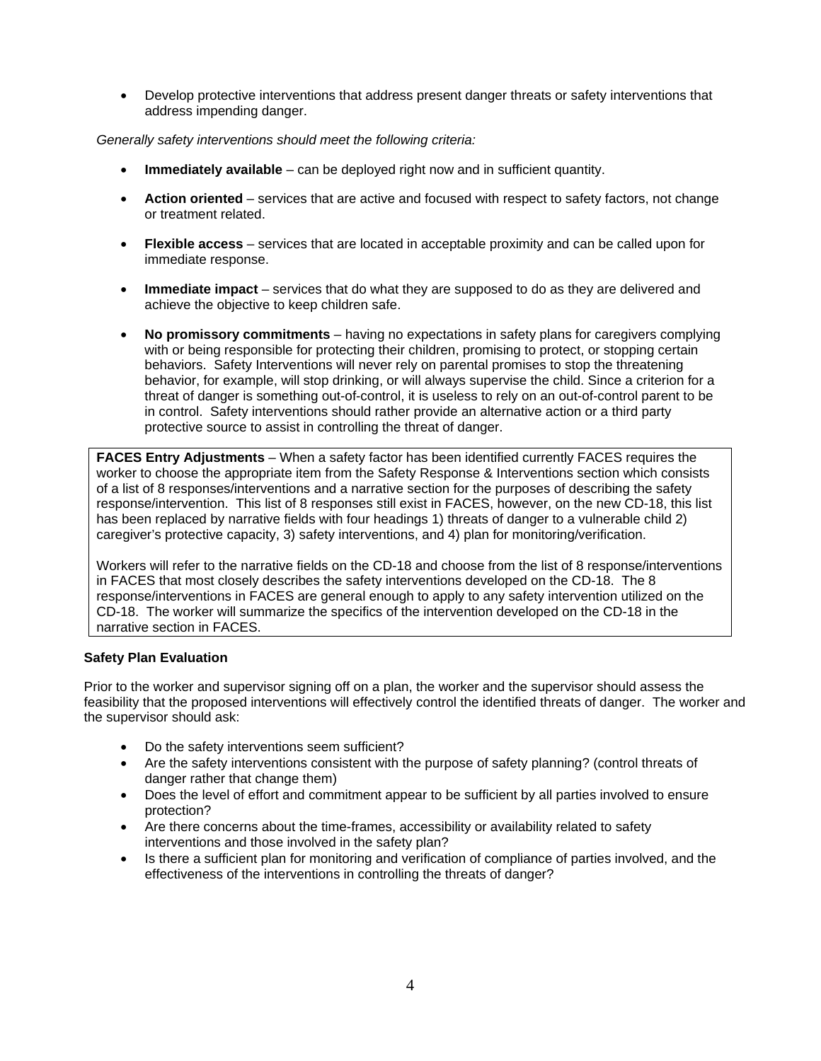- Develop protective interventions that address present danger threats or safety interventions that address impending danger.

*Generally safety interventions should meet the following criteria:*

- **Immediately available** – can be deployed right now and in sufficient quantity.
- **Action oriented** – services that are active and focused with respect to safety factors, not change or treatment related.
- **Flexible access** – services that are located in acceptable proximity and can be called upon for immediate response.
- **Immediate impact** – services that do what they are supposed to do as they are delivered and achieve the objective to keep children safe.
- **No promissory commitments** – having no expectations in safety plans for caregivers complying with or being responsible for protecting their children, promising to protect, or stopping certain behaviors. Safety Interventions will never rely on parental promises to stop the threatening behavior, for example, will stop drinking, or will always supervise the child. Since a criterion for a threat of danger is something out-of-control, it is useless to rely on an out-of-control parent to be in control. Safety interventions should rather provide an alternative action or a third party protective source to assist in controlling the threat of danger.

**FACES Entry Adjustments** – When a safety factor has been identified currently FACES requires the worker to choose the appropriate item from the Safety Response & Interventions section which consists of a list of 8 responses/interventions and a narrative section for the purposes of describing the safety response/intervention. This list of 8 responses still exist in FACES, however, on the new CD-18, this list has been replaced by narrative fields with four headings 1) threats of danger to a vulnerable child 2) caregiver's protective capacity, 3) safety interventions, and 4) plan for monitoring/verification.

Workers will refer to the narrative fields on the CD-18 and choose from the list of 8 response/interventions in FACES that most closely describes the safety interventions developed on the CD-18. The 8 response/interventions in FACES are general enough to apply to any safety intervention utilized on the CD-18. The worker will summarize the specifics of the intervention developed on the CD-18 in the narrative section in FACES.

**Safety Plan Evaluation**

Prior to the worker and supervisor signing off on a plan, the worker and the supervisor should assess the feasibility that the proposed interventions will effectively control the identified threats of danger. The worker and the supervisor should ask:

- Do the safety interventions seem sufficient?
- Are the safety interventions consistent with the purpose of safety planning? (control threats of danger rather that change them)
- Does the level of effort and commitment appear to be sufficient by all parties involved to ensure protection?
- Are there concerns about the time-frames, accessibility or availability related to safety interventions and those involved in the safety plan?
- Is there a sufficient plan for monitoring and verification of compliance of parties involved, and the effectiveness of the interventions in controlling the threats of danger?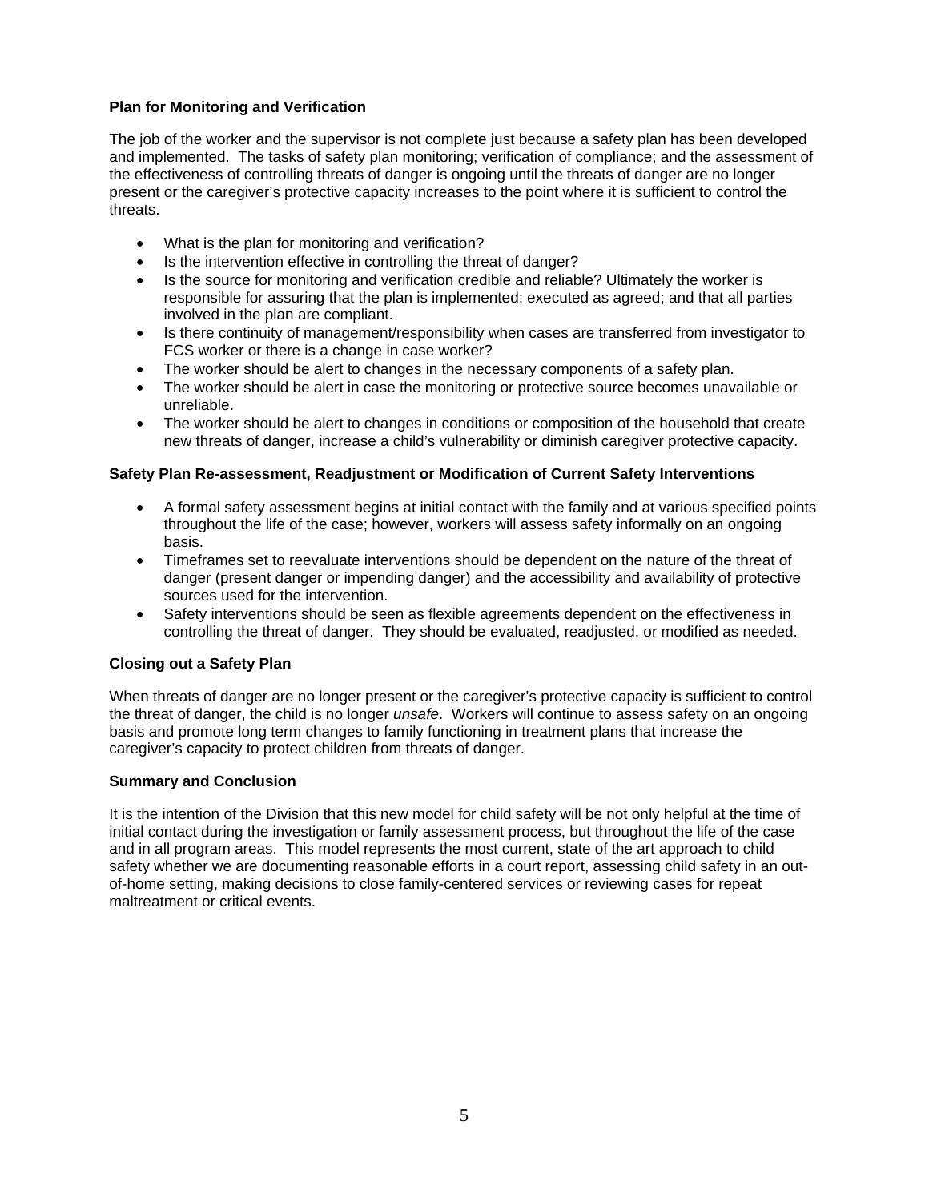**Plan for Monitoring and Verification**

The job of the worker and the supervisor is not complete just because a safety plan has been developed and implemented. The tasks of safety plan monitoring; verification of compliance; and the assessment of the effectiveness of controlling threats of danger is ongoing until the threats of danger are no longer present or the caregiver's protective capacity increases to the point where it is sufficient to control the threats.

- What is the plan for monitoring and verification?
- Is the intervention effective in controlling the threat of danger?
- Is the source for monitoring and verification credible and reliable? Ultimately the worker is responsible for assuring that the plan is implemented; executed as agreed; and that all parties involved in the plan are compliant.
- Is there continuity of management/responsibility when cases are transferred from investigator to FCS worker or there is a change in case worker?
- The worker should be alert to changes in the necessary components of a safety plan.
- The worker should be alert in case the monitoring or protective source becomes unavailable or unreliable.
- The worker should be alert to changes in conditions or composition of the household that create new threats of danger, increase a child's vulnerability or diminish caregiver protective capacity.

**Safety Plan Re-assessment, Readjustment or Modification of Current Safety Interventions**

- A formal safety assessment begins at initial contact with the family and at various specified points throughout the life of the case; however, workers will assess safety informally on an ongoing basis.
- Timeframes set to reevaluate interventions should be dependent on the nature of the threat of danger (present danger or impending danger) and the accessibility and availability of protective sources used for the intervention.
- Safety interventions should be seen as flexible agreements dependent on the effectiveness in controlling the threat of danger. They should be evaluated, readjusted, or modified as needed.

**Closing out a Safety Plan**

When threats of danger are no longer present or the caregiver's protective capacity is sufficient to control the threat of danger, the child is no longer *unsafe*. Workers will continue to assess safety on an ongoing basis and promote long term changes to family functioning in treatment plans that increase the caregiver's capacity to protect children from threats of danger.

**Summary and Conclusion**

It is the intention of the Division that this new model for child safety will be not only helpful at the time of initial contact during the investigation or family assessment process, but throughout the life of the case and in all program areas. This model represents the most current, state of the art approach to child safety whether we are documenting reasonable efforts in a court report, assessing child safety in an out-of-home setting, making decisions to close family-centered services or reviewing cases for repeat maltreatment or critical events.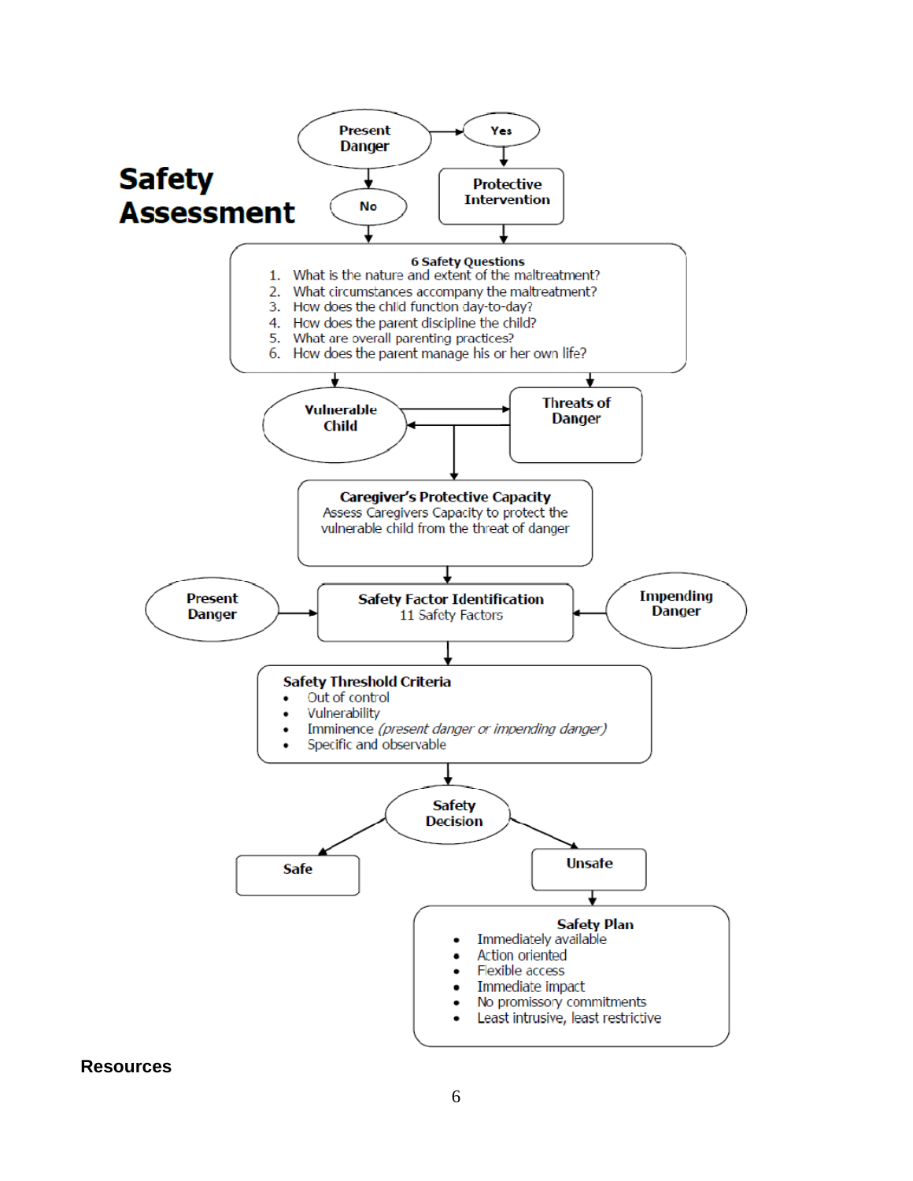# Safety Assessment

Present Danger → Yes → Protective Intervention

Present Danger → No

**6 Safety Questions**

1. What is the nature and extent of the maltreatment?
2. What circumstances accompany the maltreatment?
3. How does the child function day-to-day?
4. How does the parent discipline the child?
5. What are overall parenting practices?
6. How does the parent manage his or her own life?

**Vulnerable Child** ↔ **Threats of Danger**

**Caregiver's Protective Capacity**
Assess Caregivers Capacity to protect the vulnerable child from the threat of danger

**Present Danger** → **Safety Factor Identification** ← **Impending Danger**
11 Safety Factors

**Safety Threshold Criteria**

- Out of control
- Vulnerability
- Imminence *(present danger or impending danger)*
- Specific and observable

**Safety Decision**

- **Safe**
- **Unsafe**

**Safety Plan**

- Immediately available
- Action oriented
- Flexible access
- Immediate impact
- No promissory commitments
- Least intrusive, least restrictive

**Resources**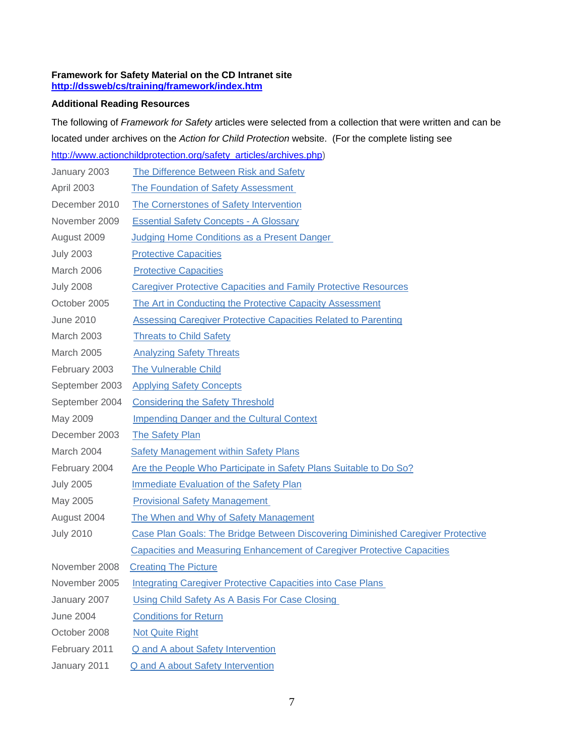**Framework for Safety Material on the CD Intranet site**
**http://dssweb/cs/training/framework/index.htm**

**Additional Reading Resources**

The following of *Framework for Safety* articles were selected from a collection that were written and can be located under archives on the *Action for Child Protection* website. (For the complete listing see http://www.actionchildprotection.org/safety_articles/archives.php)

| | |
|---|---|
| January 2003 | The Difference Between Risk and Safety |
| April 2003 | The Foundation of Safety Assessment |
| December 2010 | The Cornerstones of Safety Intervention |
| November 2009 | Essential Safety Concepts - A Glossary |
| August 2009 | Judging Home Conditions as a Present Danger |
| July 2003 | Protective Capacities |
| March 2006 | Protective Capacities |
| July 2008 | Caregiver Protective Capacities and Family Protective Resources |
| October 2005 | The Art in Conducting the Protective Capacity Assessment |
| June 2010 | Assessing Caregiver Protective Capacities Related to Parenting |
| March 2003 | Threats to Child Safety |
| March 2005 | Analyzing Safety Threats |
| February 2003 | The Vulnerable Child |
| September 2003 | Applying Safety Concepts |
| September 2004 | Considering the Safety Threshold |
| May 2009 | Impending Danger and the Cultural Context |
| December 2003 | The Safety Plan |
| March 2004 | Safety Management within Safety Plans |
| February 2004 | Are the People Who Participate in Safety Plans Suitable to Do So? |
| July 2005 | Immediate Evaluation of the Safety Plan |
| May 2005 | Provisional Safety Management |
| August 2004 | The When and Why of Safety Management |
| July 2010 | Case Plan Goals: The Bridge Between Discovering Diminished Caregiver Protective Capacities and Measuring Enhancement of Caregiver Protective Capacities |
| November 2008 | Creating The Picture |
| November 2005 | Integrating Caregiver Protective Capacities into Case Plans |
| January 2007 | Using Child Safety As A Basis For Case Closing |
| June 2004 | Conditions for Return |
| October 2008 | Not Quite Right |
| February 2011 | Q and A about Safety Intervention |
| January 2011 | Q and A about Safety Intervention |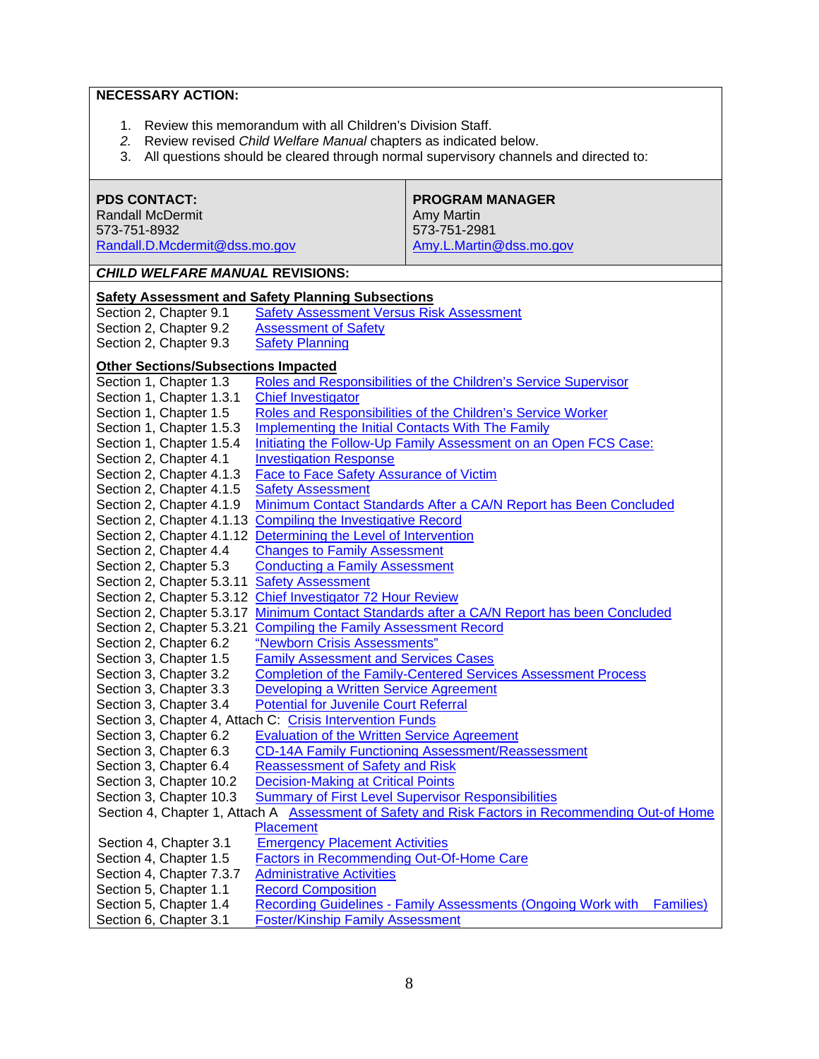**NECESSARY ACTION:**

1. Review this memorandum with all Children's Division Staff.
2. Review revised *Child Welfare Manual* chapters as indicated below.
3. All questions should be cleared through normal supervisory channels and directed to:

| **PDS CONTACT:** | **PROGRAM MANAGER** |
|---|---|
| Randall McDermit<br>573-751-8932<br>Randall.D.Mcdermit@dss.mo.gov | Amy Martin<br>573-751-2981<br>Amy.L.Martin@dss.mo.gov |

***CHILD WELFARE MANUAL* REVISIONS:**

**Safety Assessment and Safety Planning Subsections**

| | |
|---|---|
| Section 2, Chapter 9.1 | Safety Assessment Versus Risk Assessment |
| Section 2, Chapter 9.2 | Assessment of Safety |
| Section 2, Chapter 9.3 | Safety Planning |

**Other Sections/Subsections Impacted**

| | |
|---|---|
| Section 1, Chapter 1.3 | Roles and Responsibilities of the Children's Service Supervisor |
| Section 1, Chapter 1.3.1 | Chief Investigator |
| Section 1, Chapter 1.5 | Roles and Responsibilities of the Children's Service Worker |
| Section 1, Chapter 1.5.3 | Implementing the Initial Contacts With The Family |
| Section 1, Chapter 1.5.4 | Initiating the Follow-Up Family Assessment on an Open FCS Case: |
| Section 2, Chapter 4.1 | Investigation Response |
| Section 2, Chapter 4.1.3 | Face to Face Safety Assurance of Victim |
| Section 2, Chapter 4.1.5 | Safety Assessment |
| Section 2, Chapter 4.1.9 | Minimum Contact Standards After a CA/N Report has Been Concluded |
| Section 2, Chapter 4.1.13 | Compiling the Investigative Record |
| Section 2, Chapter 4.1.12 | Determining the Level of Intervention |
| Section 2, Chapter 4.4 | Changes to Family Assessment |
| Section 2, Chapter 5.3 | Conducting a Family Assessment |
| Section 2, Chapter 5.3.11 | Safety Assessment |
| Section 2, Chapter 5.3.12 | Chief Investigator 72 Hour Review |
| Section 2, Chapter 5.3.17 | Minimum Contact Standards after a CA/N Report has been Concluded |
| Section 2, Chapter 5.3.21 | Compiling the Family Assessment Record |
| Section 2, Chapter 6.2 | "Newborn Crisis Assessments" |
| Section 3, Chapter 1.5 | Family Assessment and Services Cases |
| Section 3, Chapter 3.2 | Completion of the Family-Centered Services Assessment Process |
| Section 3, Chapter 3.3 | Developing a Written Service Agreement |
| Section 3, Chapter 3.4 | Potential for Juvenile Court Referral |
| Section 3, Chapter 4, Attach C: | Crisis Intervention Funds |
| Section 3, Chapter 6.2 | Evaluation of the Written Service Agreement |
| Section 3, Chapter 6.3 | CD-14A Family Functioning Assessment/Reassessment |
| Section 3, Chapter 6.4 | Reassessment of Safety and Risk |
| Section 3, Chapter 10.2 | Decision-Making at Critical Points |
| Section 3, Chapter 10.3 | Summary of First Level Supervisor Responsibilities |
| Section 4, Chapter 1, Attach A | Assessment of Safety and Risk Factors in Recommending Out-of Home Placement |
| Section 4, Chapter 3.1 | Emergency Placement Activities |
| Section 4, Chapter 1.5 | Factors in Recommending Out-Of-Home Care |
| Section 4, Chapter 7.3.7 | Administrative Activities |
| Section 5, Chapter 1.1 | Record Composition |
| Section 5, Chapter 1.4 | Recording Guidelines - Family Assessments (Ongoing Work with Families) |
| Section 6, Chapter 3.1 | Foster/Kinship Family Assessment |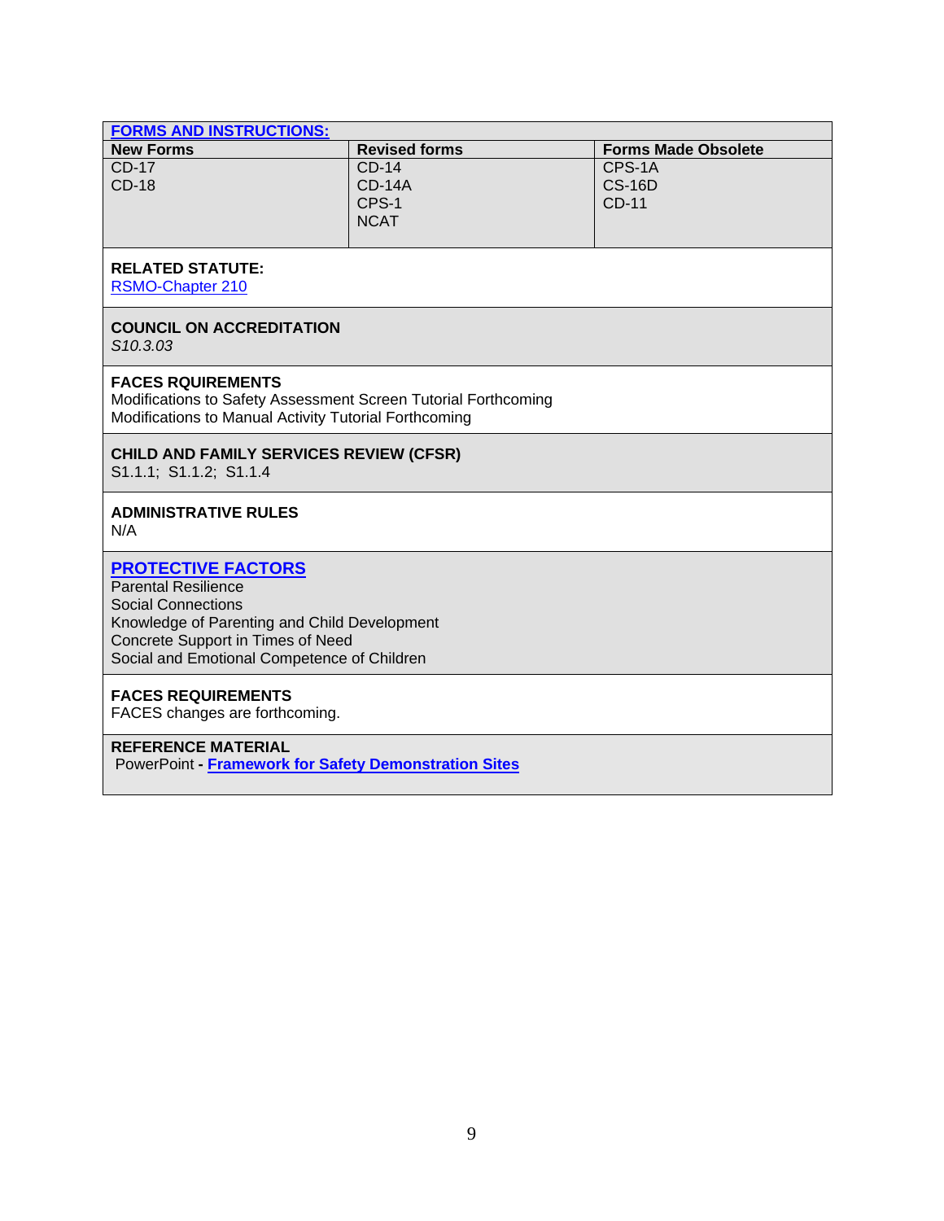**FORMS AND INSTRUCTIONS:**

| New Forms | Revised forms | Forms Made Obsolete |
| --- | --- | --- |
| CD-17<br>CD-18 | CD-14<br>CD-14A<br>CPS-1<br>NCAT | CPS-1A<br>CS-16D<br>CD-11 |

**RELATED STATUTE:**
RSMO-Chapter 210

**COUNCIL ON ACCREDITATION**
*S10.3.03*

**FACES RQUIREMENTS**
Modifications to Safety Assessment Screen Tutorial Forthcoming
Modifications to Manual Activity Tutorial Forthcoming

**CHILD AND FAMILY SERVICES REVIEW (CFSR)**
S1.1.1; S1.1.2; S1.1.4

**ADMINISTRATIVE RULES**
N/A

**PROTECTIVE FACTORS**
Parental Resilience
Social Connections
Knowledge of Parenting and Child Development
Concrete Support in Times of Need
Social and Emotional Competence of Children

**FACES REQUIREMENTS**
FACES changes are forthcoming.

**REFERENCE MATERIAL**
PowerPoint **- Framework for Safety Demonstration Sites**